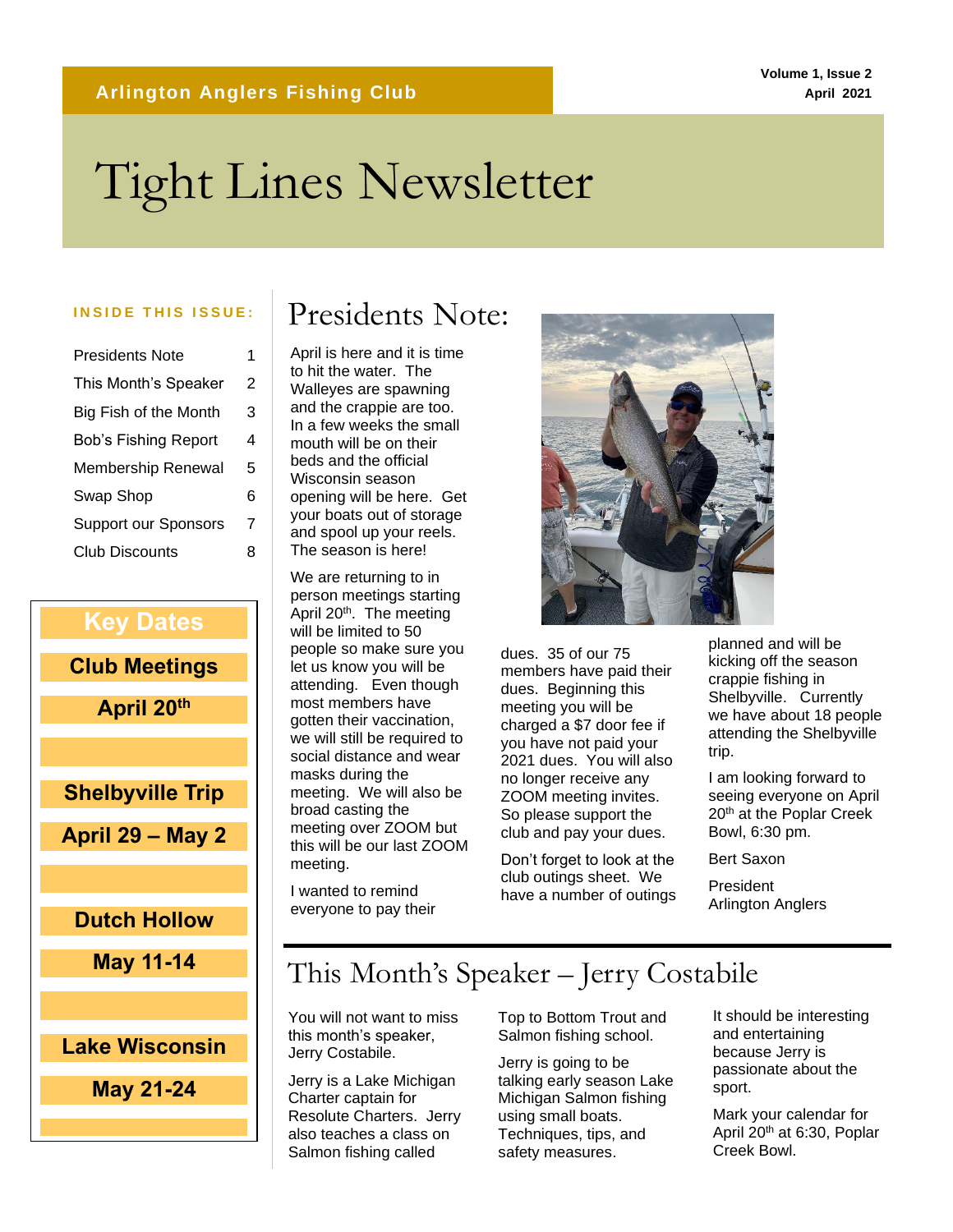**Arlington Anglers Fishing Club**

Volume 1, Issue 2
April 2021

# Tight Lines Newsletter

**INSIDE THIS ISSUE:**

| | |
|---|---|
| Presidents Note | 1 |
| This Month's Speaker | 2 |
| Big Fish of the Month | 3 |
| Bob's Fishing Report | 4 |
| Membership Renewal | 5 |
| Swap Shop | 6 |
| Support our Sponsors | 7 |
| Club Discounts | 8 |

**Key Dates**

**Club Meetings**
**April 20th**

**Shelbyville Trip**
**April 29 – May 2**

**Dutch Hollow**
**May 11-14**

**Lake Wisconsin**
**May 21-24**

## Presidents Note:

April is here and it is time to hit the water. The Walleyes are spawning and the crappie are too. In a few weeks the small mouth will be on their beds and the official Wisconsin season opening will be here. Get your boats out of storage and spool up your reels. The season is here!

We are returning to in person meetings starting April 20th. The meeting will be limited to 50 people so make sure you let us know you will be attending. Even though most members have gotten their vaccination, we will still be required to social distance and wear masks during the meeting. We will also be broad casting the meeting over ZOOM but this will be our last ZOOM meeting.

I wanted to remind everyone to pay their dues. 35 of our 75 members have paid their dues. Beginning this meeting you will be charged a $7 door fee if you have not paid your 2021 dues. You will also no longer receive any ZOOM meeting invites. So please support the club and pay your dues.

Don't forget to look at the club outings sheet. We have a number of outings planned and will be kicking off the season crappie fishing in Shelbyville. Currently we have about 18 people attending the Shelbyville trip.

I am looking forward to seeing everyone on April 20th at the Poplar Creek Bowl, 6:30 pm.

Bert Saxon

President
Arlington Anglers

## This Month's Speaker – Jerry Costabile

You will not want to miss this month's speaker, Jerry Costabile.

Jerry is a Lake Michigan Charter captain for Resolute Charters. Jerry also teaches a class on Salmon fishing called Top to Bottom Trout and Salmon fishing school.

Jerry is going to be talking early season Lake Michigan Salmon fishing using small boats. Techniques, tips, and safety measures.

It should be interesting and entertaining because Jerry is passionate about the sport.

Mark your calendar for April 20th at 6:30, Poplar Creek Bowl.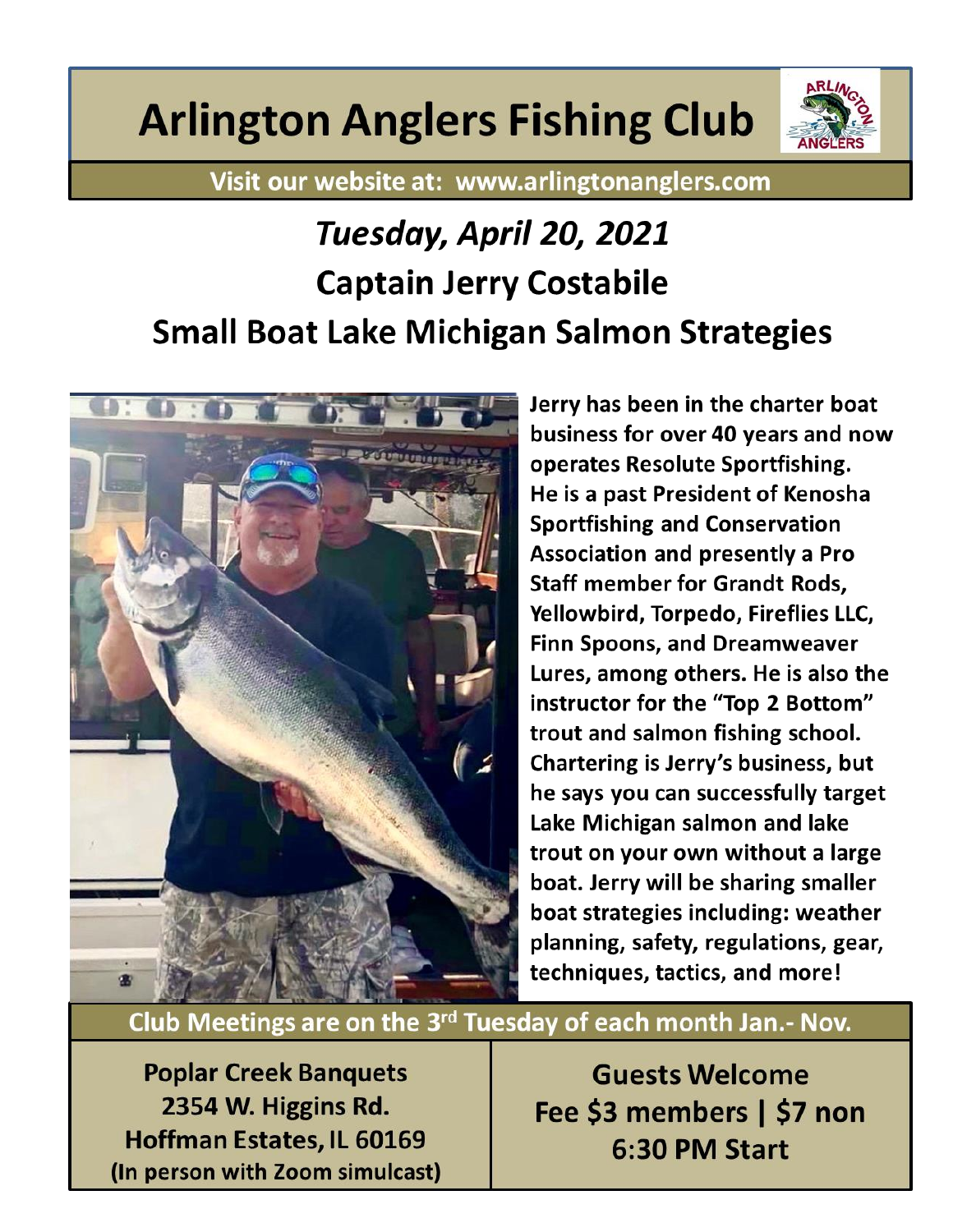# Arlington Anglers Fishing Club

**Visit our website at: www.arlingtonanglers.com**

## *Tuesday, April 20, 2021*

## Captain Jerry Costabile

## Small Boat Lake Michigan Salmon Strategies

**Jerry has been in the charter boat business for over 40 years and now operates Resolute Sportfishing. He is a past President of Kenosha Sportfishing and Conservation Association and presently a Pro Staff member for Grandt Rods, Yellowbird, Torpedo, Fireflies LLC, Finn Spoons, and Dreamweaver Lures, among others. He is also the instructor for the "Top 2 Bottom" trout and salmon fishing school. Chartering is Jerry's business, but he says you can successfully target Lake Michigan salmon and lake trout on your own without a large boat. Jerry will be sharing smaller boat strategies including: weather planning, safety, regulations, gear, techniques, tactics, and more!**

**Club Meetings are on the 3rd Tuesday of each month Jan.- Nov.**

**Poplar Creek Banquets**
**2354 W. Higgins Rd.**
**Hoffman Estates, IL 60169**
**(In person with Zoom simulcast)**

**Guests Welcome**
**Fee $3 members | $7 non**
**6:30 PM Start**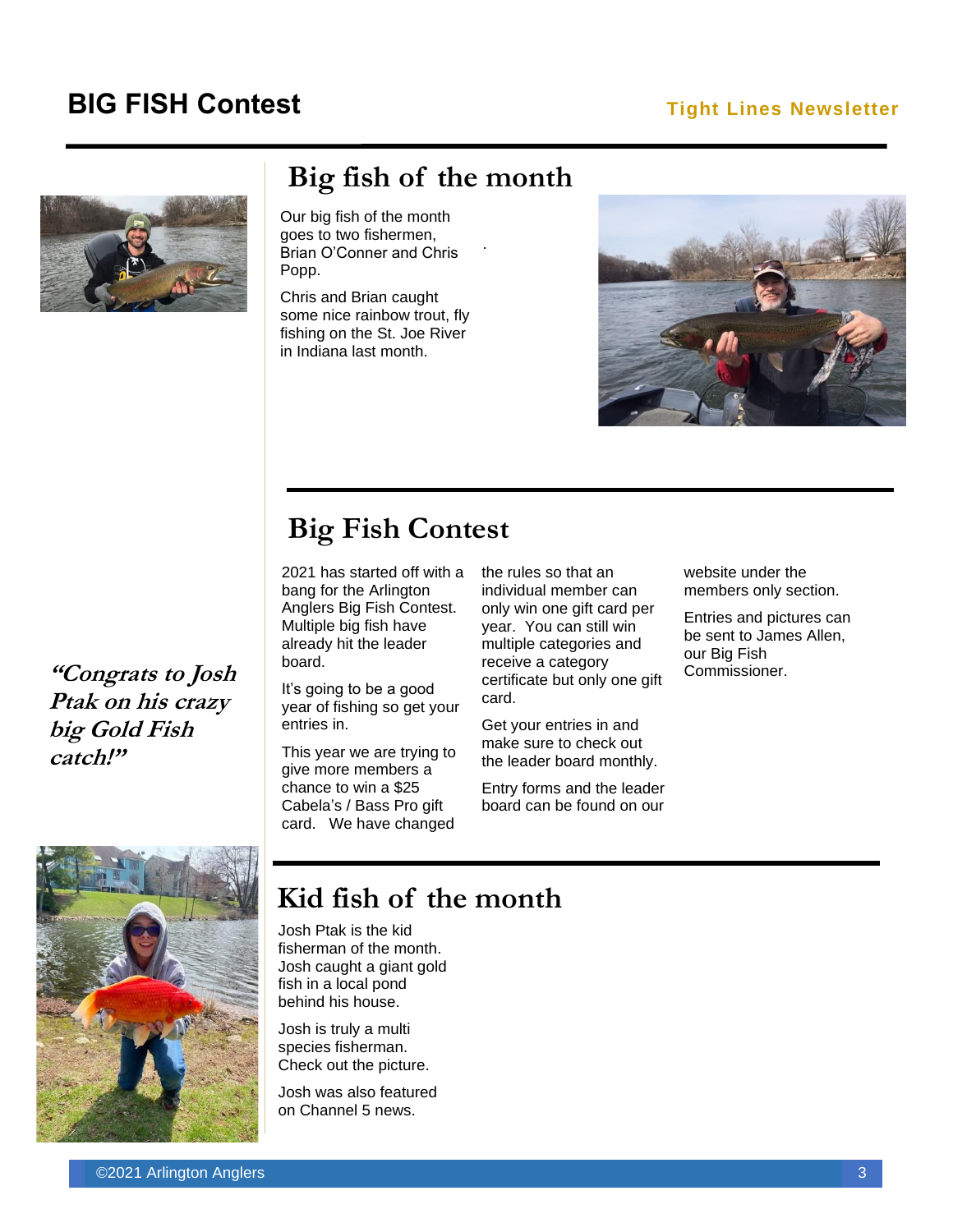# BIG FISH Contest

## Big fish of the month

Our big fish of the month goes to two fishermen, Brian O'Conner and Chris Popp.

Chris and Brian caught some nice rainbow trout, fly fishing on the St. Joe River in Indiana last month.

## Big Fish Contest

2021 has started off with a bang for the Arlington Anglers Big Fish Contest. Multiple big fish have already hit the leader board.

It's going to be a good year of fishing so get your entries in.

This year we are trying to give more members a chance to win a $25 Cabela's / Bass Pro gift card. We have changed the rules so that an individual member can only win one gift card per year. You can still win multiple categories and receive a category certificate but only one gift card.

Get your entries in and make sure to check out the leader board monthly.

Entry forms and the leader board can be found on our website under the members only section.

Entries and pictures can be sent to James Allen, our Big Fish Commissioner.

***"Congrats to Josh Ptak on his crazy big Gold Fish catch!"***

## Kid fish of the month

Josh Ptak is the kid fisherman of the month. Josh caught a giant gold fish in a local pond behind his house.

Josh is truly a multi species fisherman. Check out the picture.

Josh was also featured on Channel 5 news.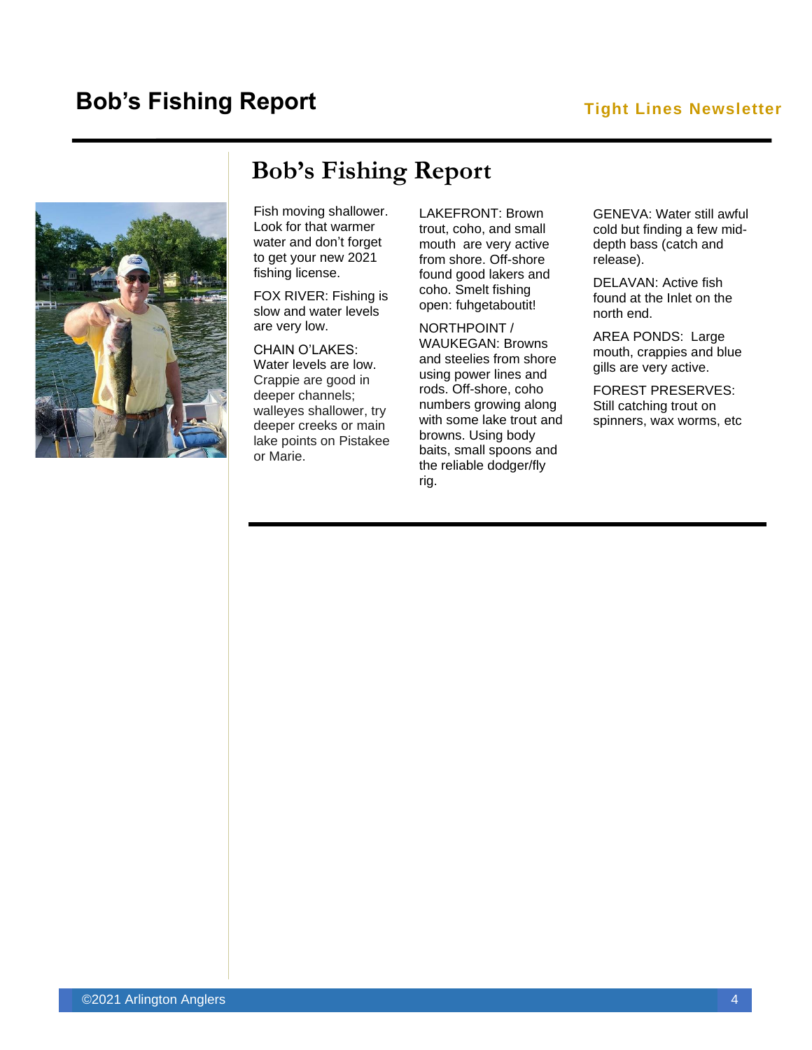# Bob's Fishing Report

Fish moving shallower. Look for that warmer water and don't forget to get your new 2021 fishing license.

FOX RIVER: Fishing is slow and water levels are very low.

CHAIN O'LAKES: Water levels are low. Crappie are good in deeper channels; walleyes shallower, try deeper creeks or main lake points on Pistakee or Marie.

LAKEFRONT: Brown trout, coho, and small mouth are very active from shore. Off-shore found good lakers and coho. Smelt fishing open: fuhgetaboutit!

NORTHPOINT / WAUKEGAN: Browns and steelies from shore using power lines and rods. Off-shore, coho numbers growing along with some lake trout and browns. Using body baits, small spoons and the reliable dodger/fly rig.

GENEVA: Water still awful cold but finding a few mid-depth bass (catch and release).

DELAVAN: Active fish found at the Inlet on the north end.

AREA PONDS: Large mouth, crappies and blue gills are very active.

FOREST PRESERVES: Still catching trout on spinners, wax worms, etc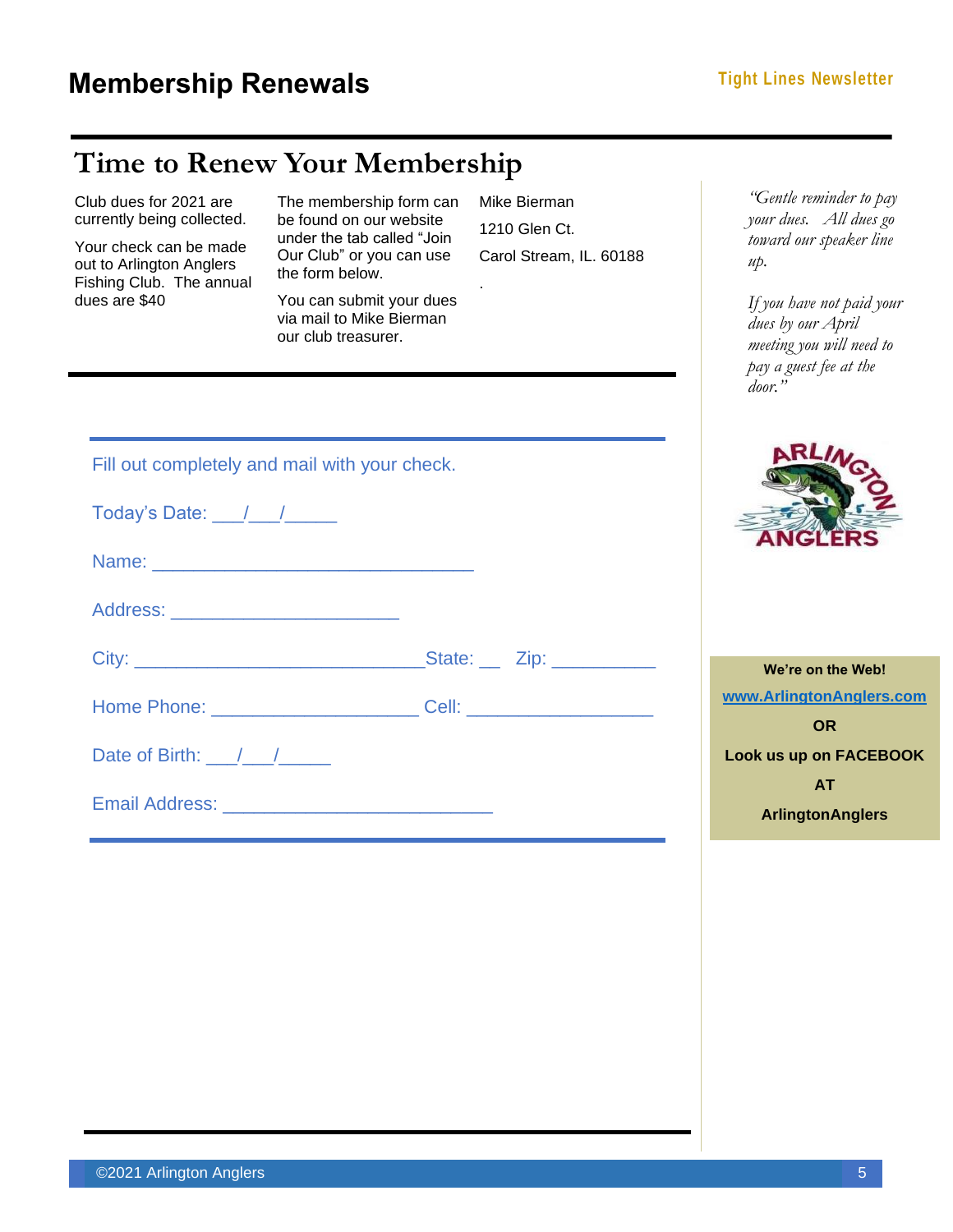# Membership Renewals

## Time to Renew Your Membership

Club dues for 2021 are currently being collected.

Your check can be made out to Arlington Anglers Fishing Club. The annual dues are $40

The membership form can be found on our website under the tab called "Join Our Club" or you can use the form below.

You can submit your dues via mail to Mike Bierman our club treasurer.

Mike Bierman

1210 Glen Ct.

Carol Stream, IL. 60188

.

*"Gentle reminder to pay your dues. All dues go toward our speaker line up.*

*If you have not paid your dues by our April meeting you will need to pay a guest fee at the door."*

---

Fill out completely and mail with your check.

Today's Date: ___/___/_____

Name: ______________________________

Address: ______________________

City: ___________________________State: __ Zip: __________

Home Phone: ____________________ Cell: __________________

Date of Birth: ___/___/_____

Email Address: __________________________

---

**We're on the Web!**

**www.ArlingtonAnglers.com**

**OR**

**Look us up on FACEBOOK**

**AT**

**ArlingtonAnglers**

©2021 Arlington Anglers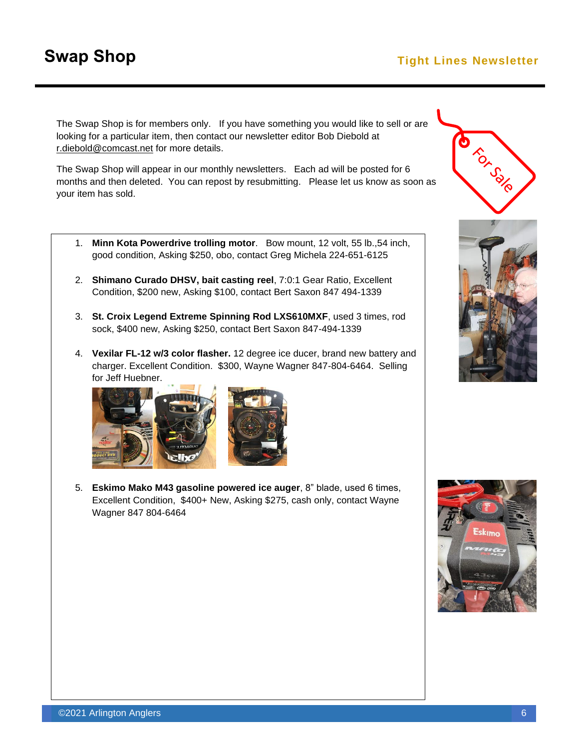# Swap Shop

The Swap Shop is for members only. If you have something you would like to sell or are looking for a particular item, then contact our newsletter editor Bob Diebold at r.diebold@comcast.net for more details.

The Swap Shop will appear in our monthly newsletters. Each ad will be posted for 6 months and then deleted. You can repost by resubmitting. Please let us know as soon as your item has sold.

1. **Minn Kota Powerdrive trolling motor**. Bow mount, 12 volt, 55 lb.,54 inch, good condition, Asking $250, obo, contact Greg Michela 224-651-6125

2. **Shimano Curado DHSV, bait casting reel**, 7:0:1 Gear Ratio, Excellent Condition, $200 new, Asking $100, contact Bert Saxon 847 494-1339

3. **St. Croix Legend Extreme Spinning Rod LXS610MXF**, used 3 times, rod sock, $400 new, Asking $250, contact Bert Saxon 847-494-1339

4. **Vexilar FL-12 w/3 color flasher.** 12 degree ice ducer, brand new battery and charger. Excellent Condition. $300, Wayne Wagner 847-804-6464. Selling for Jeff Huebner.

5. **Eskimo Mako M43 gasoline powered ice auger**, 8" blade, used 6 times, Excellent Condition, $400+ New, Asking $275, cash only, contact Wayne Wagner 847 804-6464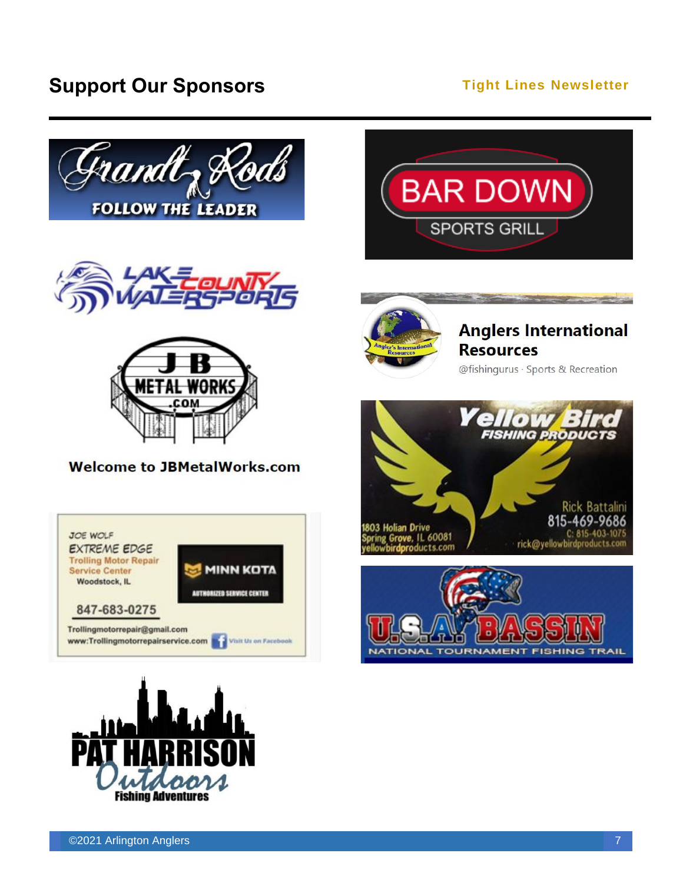## Support Our Sponsors

Grandt Rods
FOLLOW THE LEADER

BAR DOWN
SPORTS GRILL

LAKE COUNTY WATERSPORTS

Anglers International Resources
@fishingurus · Sports & Recreation

JB METAL WORKS .COM

Welcome to JBMetalWorks.com

Yellow Bird
FISHING PRODUCTS

1803 Holian Drive
Spring Grove, IL 60081
yellowbirdproducts.com

Rick Battalini
815-469-9686
C: 815-403-1075
rick@yellowbirdproducts.com

JOE WOLF
EXTREME EDGE
Trolling Motor Repair
Service Center
Woodstock, IL

MINN KOTA
AUTHORIZED SERVICE CENTER

847-683-0275

Trollingmotorrepair@gmail.com
www:Trollingmotorrepairservice.com
Visit Us on Facebook

U.S.A. BASSIN
NATIONAL TOURNAMENT FISHING TRAIL

PAT HARRISON
Outdoors
Fishing Adventures

©2021 Arlington Anglers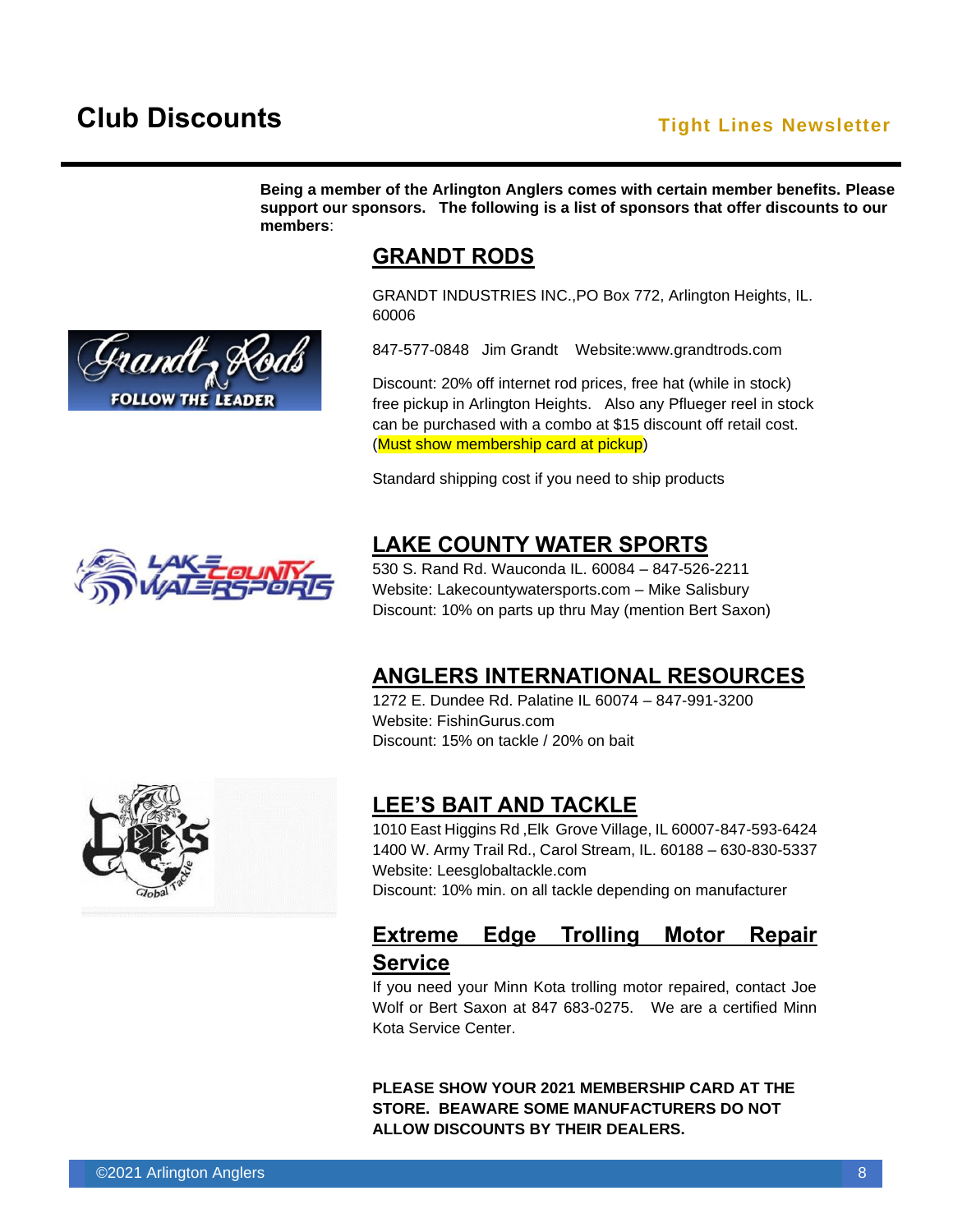# Club Discounts

**Being a member of the Arlington Anglers comes with certain member benefits. Please support our sponsors. The following is a list of sponsors that offer discounts to our members**:

## GRANDT RODS

GRANDT INDUSTRIES INC.,PO Box 772, Arlington Heights, IL. 60006

847-577-0848 Jim Grandt Website:www.grandtrods.com

Discount: 20% off internet rod prices, free hat (while in stock) free pickup in Arlington Heights. Also any Pflueger reel in stock can be purchased with a combo at $15 discount off retail cost. (Must show membership card at pickup)

Standard shipping cost if you need to ship products

## LAKE COUNTY WATER SPORTS

530 S. Rand Rd. Wauconda IL. 60084 – 847-526-2211
Website: Lakecountywatersports.com – Mike Salisbury
Discount: 10% on parts up thru May (mention Bert Saxon)

## ANGLERS INTERNATIONAL RESOURCES

1272 E. Dundee Rd. Palatine IL 60074 – 847-991-3200
Website: FishinGurus.com
Discount: 15% on tackle / 20% on bait

## LEE'S BAIT AND TACKLE

1010 East Higgins Rd ,Elk Grove Village, IL 60007-847-593-6424
1400 W. Army Trail Rd., Carol Stream, IL. 60188 – 630-830-5337
Website: Leesglobaltackle.com
Discount: 10% min. on all tackle depending on manufacturer

## Extreme Edge Trolling Motor Repair Service

If you need your Minn Kota trolling motor repaired, contact Joe Wolf or Bert Saxon at 847 683-0275. We are a certified Minn Kota Service Center.

**PLEASE SHOW YOUR 2021 MEMBERSHIP CARD AT THE STORE. BEAWARE SOME MANUFACTURERS DO NOT ALLOW DISCOUNTS BY THEIR DEALERS.**